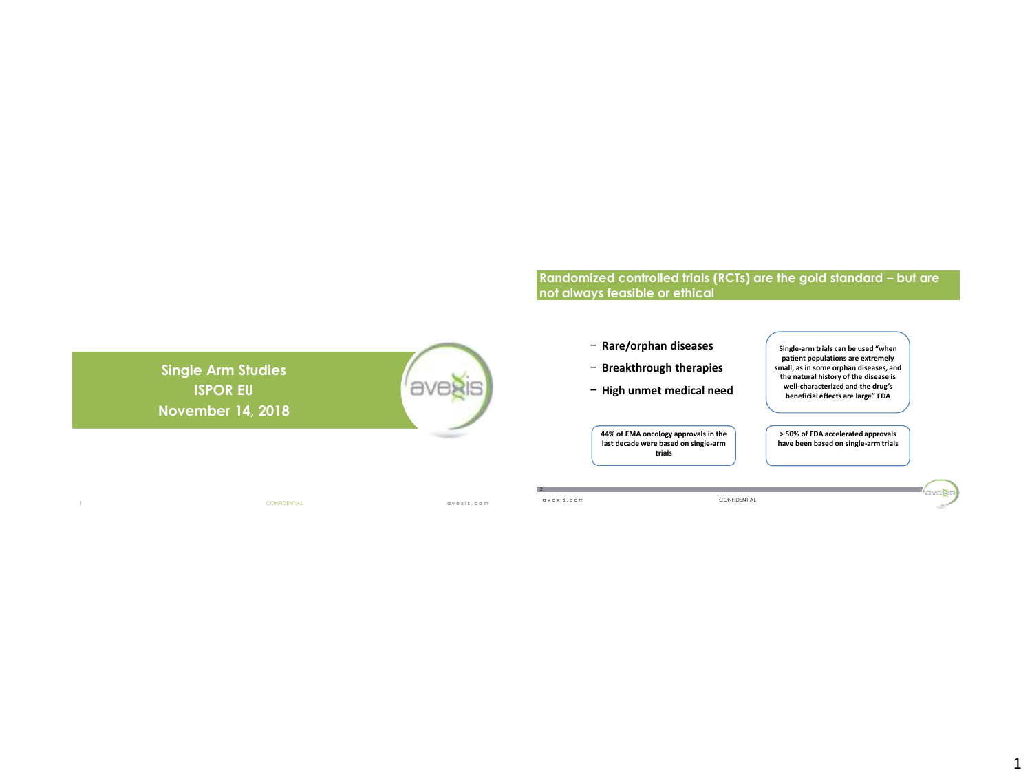# Single Arm Studies
## ISPOR EU
## November 14, 2018

## Randomized controlled trials (RCTs) are the gold standard – but are not always feasible or ethical

- **Rare/orphan diseases**
- **Breakthrough therapies**
- **High unmet medical need**

**Single-arm trials can be used "when patient populations are extremely small, as in some orphan diseases, and the natural history of the disease is well-characterized and the drug's beneficial effects are large" FDA**

**44% of EMA oncology approvals in the last decade were based on single-arm trials**

**> 50% of FDA accelerated approvals have been based on single-arm trials**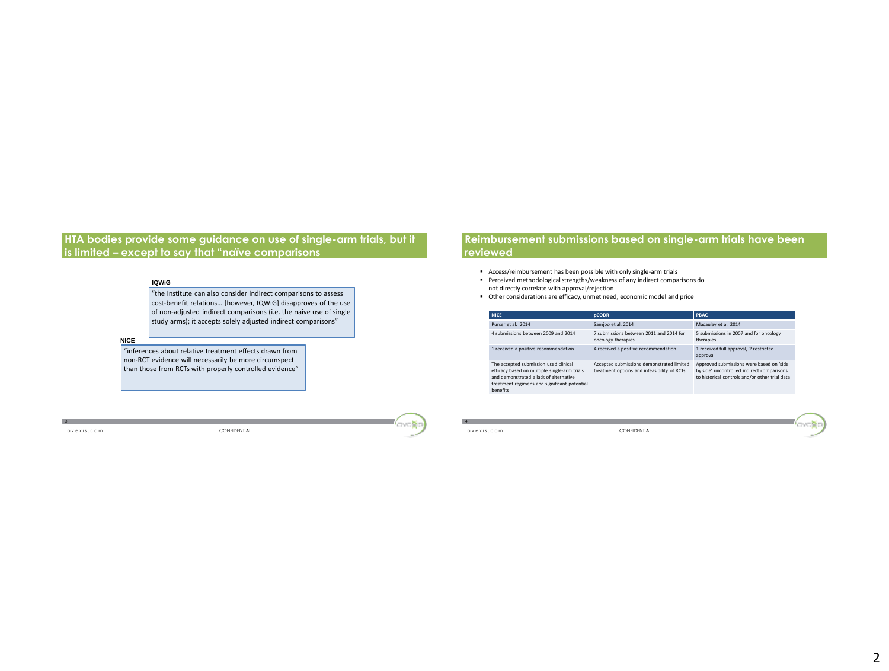## HTA bodies provide some guidance on use of single-arm trials, but it is limited – except to say that "naïve comparisons

**IQWiG**

"the Institute can also consider indirect comparisons to assess cost-benefit relations… [however, IQWiG] disapproves of the use of non-adjusted indirect comparisons (i.e. the naive use of single study arms); it accepts solely adjusted indirect comparisons"

**NICE**

"inferences about relative treatment effects drawn from non-RCT evidence will necessarily be more circumspect than those from RCTs with properly controlled evidence"

avexis.com CONFIDENTIAL

## Reimbursement submissions based on single-arm trials have been reviewed

- Access/reimbursement has been possible with only single-arm trials
- Perceived methodological strengths/weakness of any indirect comparisons do not directly correlate with approval/rejection
- Other considerations are efficacy, unmet need, economic model and price

| NICE | pCODR | PBAC |
|---|---|---|
| Purser et al. 2014 | Samjoo et al. 2014 | Macaulay et al. 2014 |
| 4 submissions between 2009 and 2014 | 7 submissions between 2011 and 2014 for oncology therapies | 5 submissions in 2007 and for oncology therapies |
| 1 received a positive recommendation | 4 received a positive recommendation | 1 received full approval, 2 restricted approval |
| The accepted submission used clinical efficacy based on multiple single-arm trials and demonstrated a lack of alternative treatment regimens and significant potential benefits | Accepted submissions demonstrated limited treatment options and infeasibility of RCTs | Approved submissions were based on 'side by side' uncontrolled indirect comparisons to historical controls and/or other trial data |

avexis.com CONFIDENTIAL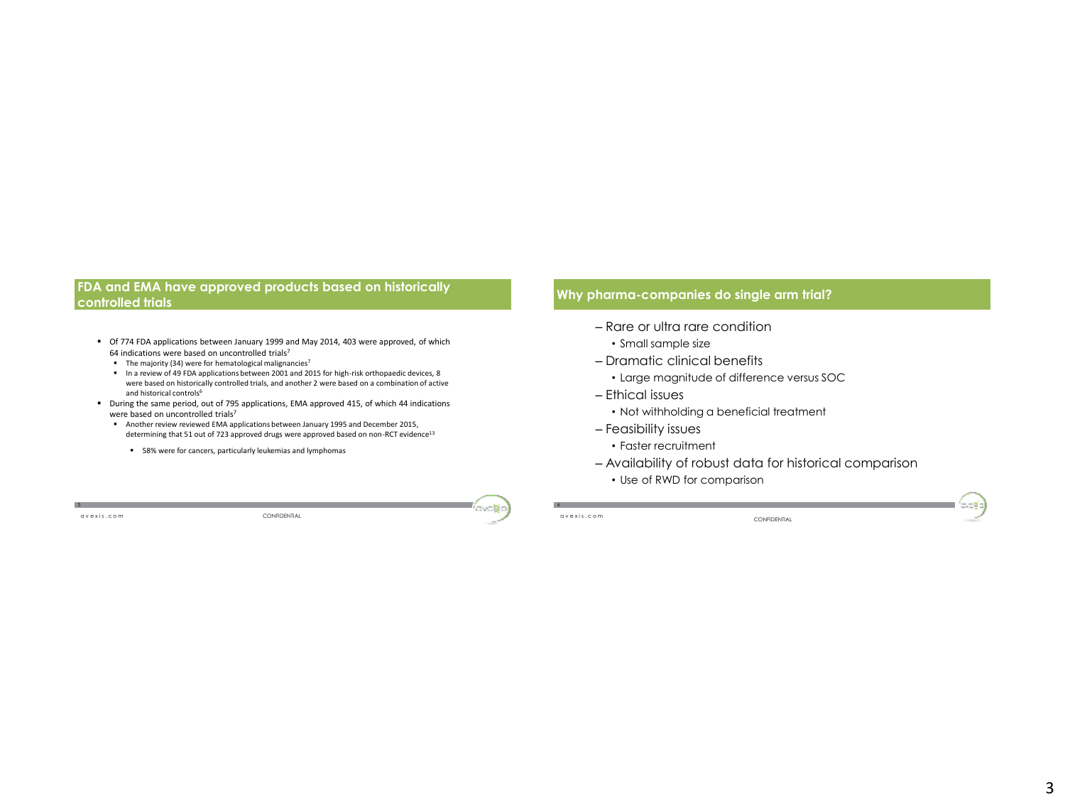## FDA and EMA have approved products based on historically controlled trials

- Of 774 FDA applications between January 1999 and May 2014, 403 were approved, of which 64 indications were based on uncontrolled trials[7]
  - The majority (34) were for hematological malignancies[7]
  - In a review of 49 FDA applications between 2001 and 2015 for high-risk orthopaedic devices, 8 were based on historically controlled trials, and another 2 were based on a combination of active and historical controls[6]
- During the same period, out of 795 applications, EMA approved 415, of which 44 indications were based on uncontrolled trials[7]
  - Another review reviewed EMA applications between January 1995 and December 2015, determining that 51 out of 723 approved drugs were approved based on non-RCT evidence[13]
    - 58% were for cancers, particularly leukemias and lymphomas

## Why pharma-companies do single arm trial?

- Rare or ultra rare condition
  - Small sample size
- Dramatic clinical benefits
  - Large magnitude of difference versus SOC
- Ethical issues
  - Not withholding a beneficial treatment
- Feasibility issues
  - Faster recruitment
- Availability of robust data for historical comparison
  - Use of RWD for comparison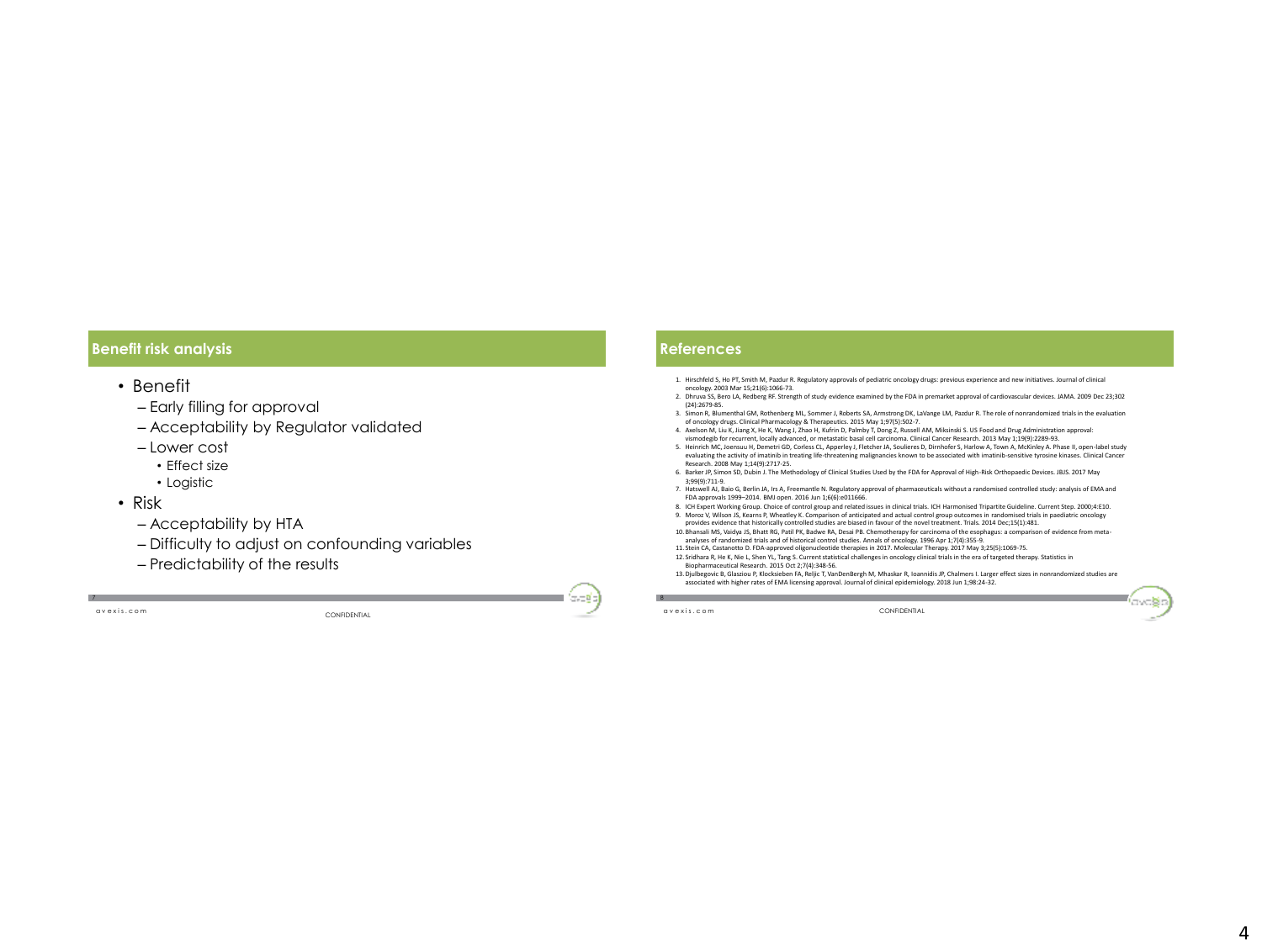## Benefit risk analysis

- Benefit
  - Early filling for approval
  - Acceptability by Regulator validated
  - Lower cost
    - Effect size
    - Logistic
- Risk
  - Acceptability by HTA
  - Difficulty to adjust on confounding variables
  - Predictability of the results

avexis.com CONFIDENTIAL

## References

1. Hirschfeld S, Ho PT, Smith M, Pazdur R. Regulatory approvals of pediatric oncology drugs: previous experience and new initiatives. Journal of clinical oncology. 2003 Mar 15;21(6):1066-73.
2. Dhruva SS, Bero LA, Redberg RF. Strength of study evidence examined by the FDA in premarket approval of cardiovascular devices. JAMA. 2009 Dec 23;302 (24):2679-85.
3. Simon R, Blumenthal GM, Rothenberg ML, Sommer J, Roberts SA, Armstrong DK, LaVange LM, Pazdur R. The role of nonrandomized trials in the evaluation of oncology drugs. Clinical Pharmacology & Therapeutics. 2015 May 1;97(5):502-7.
4. Axelson M, Liu K, Jiang X, He K, Wang J, Zhao H, Kufrin D, Palmby T, Dong Z, Russell AM, Miksinski S. US Food and Drug Administration approval: vismodegib for recurrent, locally advanced, or metastatic basal cell carcinoma. Clinical Cancer Research. 2013 May 1;19(9):2289-93.
5. Heinrich MC, Joensuu H, Demetri GD, Corless CL, Apperley J, Fletcher JA, Soulieres D, Dirnhofer S, Harlow A, Town A, McKinley A. Phase II, open-label study evaluating the activity of imatinib in treating life-threatening malignancies known to be associated with imatinib-sensitive tyrosine kinases. Clinical Cancer Research. 2008 May 1;14(9):2717-25.
6. Barker JP, Simon SD, Dubin J. The Methodology of Clinical Studies Used by the FDA for Approval of High-Risk Orthopaedic Devices. JBJS. 2017 May 3;99(9):711-9.
7. Hatswell AJ, Baio G, Berlin JA, Irs A, Freemantle N. Regulatory approval of pharmaceuticals without a randomised controlled study: analysis of EMA and FDA approvals 1999–2014. BMJ open. 2016 Jun 1;6(6):e011666.
8. ICH Expert Working Group. Choice of control group and related issues in clinical trials. ICH Harmonised Tripartite Guideline. Current Step. 2000;4:E10.
9. Moroz V, Wilson JS, Kearns P, Wheatley K. Comparison of anticipated and actual control group outcomes in randomised trials in paediatric oncology provides evidence that historically controlled studies are biased in favour of the novel treatment. Trials. 2014 Dec;15(1):481.
10. Bhansali MS, Vaidya JS, Bhatt RG, Patil PK, Badwe RA, Desai PB. Chemotherapy for carcinoma of the esophagus: a comparison of evidence from meta-analyses of randomized trials and of historical control studies. Annals of oncology. 1996 Apr 1;7(4):355-9.
11. Stein CA, Castanotto D. FDA-approved oligonucleotide therapies in 2017. Molecular Therapy. 2017 May 3;25(5):1069-75.
12. Sridhara R, He K, Nie L, Shen YL, Tang S. Current statistical challenges in oncology clinical trials in the era of targeted therapy. Statistics in Biopharmaceutical Research. 2015 Oct 2;7(4):348-56.
13. Djulbegovic B, Glasziou P, Klocksieben FA, Reljic T, VanDenBergh M, Mhaskar R, Ioannidis JP, Chalmers I. Larger effect sizes in nonrandomized studies are associated with higher rates of EMA licensing approval. Journal of clinical epidemiology. 2018 Jun 1;98:24-32.

avexis.com CONFIDENTIAL